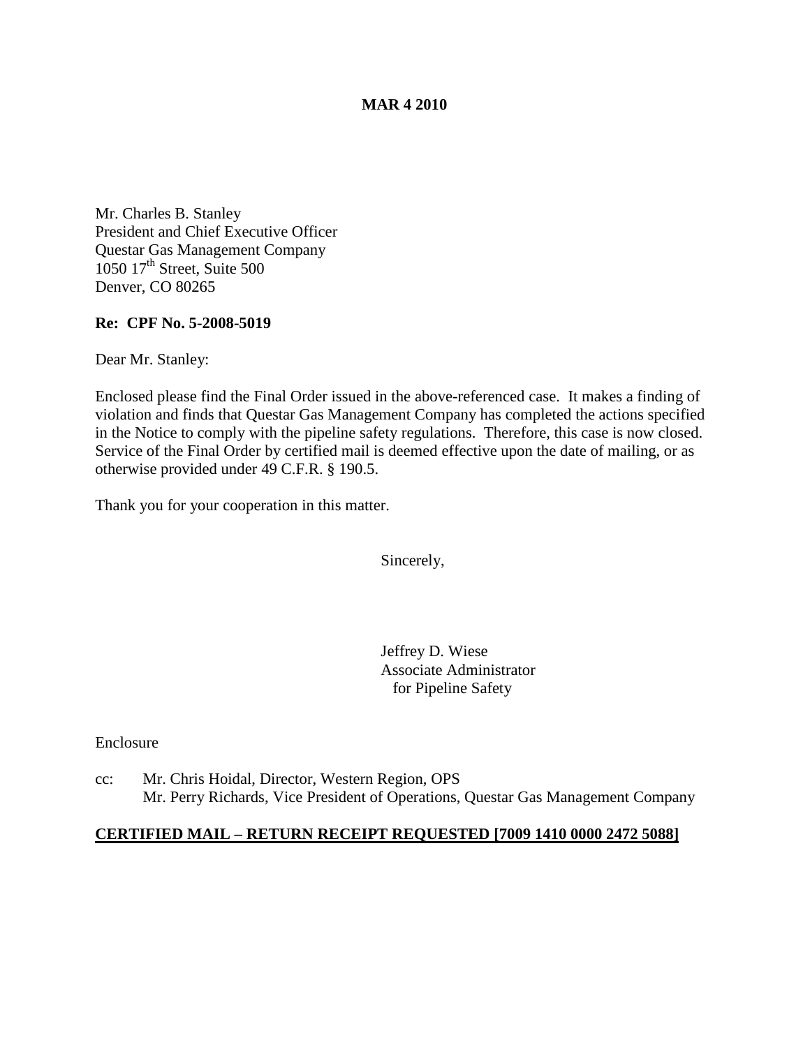**MAR 4 2010**

Mr. Charles B. Stanley
President and Chief Executive Officer
Questar Gas Management Company
1050 17th Street, Suite 500
Denver, CO 80265

**Re: CPF No. 5-2008-5019**

Dear Mr. Stanley:

Enclosed please find the Final Order issued in the above-referenced case. It makes a finding of violation and finds that Questar Gas Management Company has completed the actions specified in the Notice to comply with the pipeline safety regulations. Therefore, this case is now closed. Service of the Final Order by certified mail is deemed effective upon the date of mailing, or as otherwise provided under 49 C.F.R. § 190.5.

Thank you for your cooperation in this matter.

Sincerely,

Jeffrey D. Wiese
Associate Administrator
for Pipeline Safety

Enclosure

cc: Mr. Chris Hoidal, Director, Western Region, OPS
Mr. Perry Richards, Vice President of Operations, Questar Gas Management Company

**CERTIFIED MAIL – RETURN RECEIPT REQUESTED [7009 1410 0000 2472 5088]**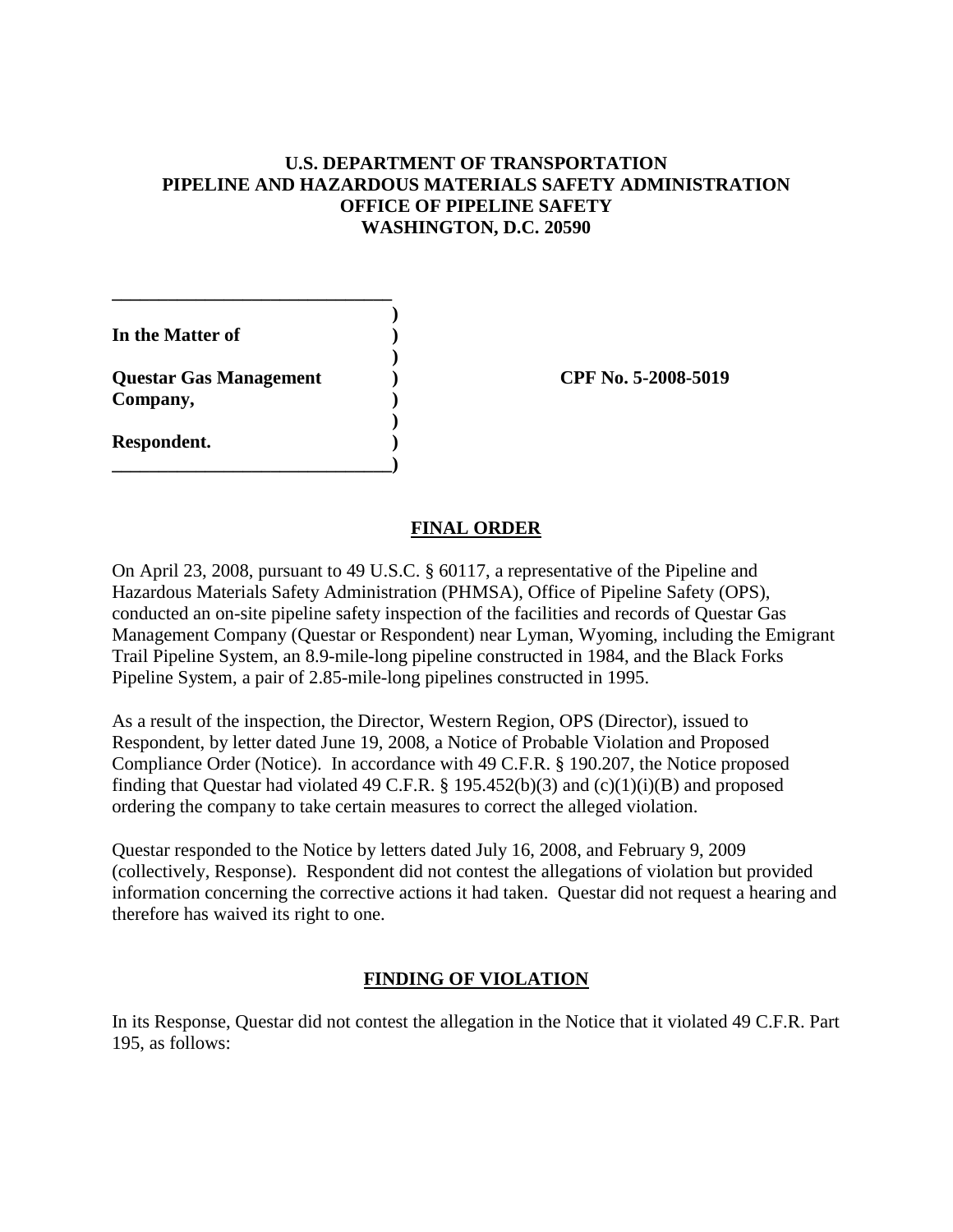**U.S. DEPARTMENT OF TRANSPORTATION**
**PIPELINE AND HAZARDOUS MATERIALS SAFETY ADMINISTRATION**
**OFFICE OF PIPELINE SAFETY**
**WASHINGTON, D.C. 20590**

| | | |
|---|---|---|
| **In the Matter of** | ) | |
| | ) | |
| **Questar Gas Management Company,** | ) | **CPF No. 5-2008-5019** |
| | ) | |
| **Respondent.** | ) | |

## FINAL ORDER

On April 23, 2008, pursuant to 49 U.S.C. § 60117, a representative of the Pipeline and Hazardous Materials Safety Administration (PHMSA), Office of Pipeline Safety (OPS), conducted an on-site pipeline safety inspection of the facilities and records of Questar Gas Management Company (Questar or Respondent) near Lyman, Wyoming, including the Emigrant Trail Pipeline System, an 8.9-mile-long pipeline constructed in 1984, and the Black Forks Pipeline System, a pair of 2.85-mile-long pipelines constructed in 1995.

As a result of the inspection, the Director, Western Region, OPS (Director), issued to Respondent, by letter dated June 19, 2008, a Notice of Probable Violation and Proposed Compliance Order (Notice). In accordance with 49 C.F.R. § 190.207, the Notice proposed finding that Questar had violated 49 C.F.R. § 195.452(b)(3) and (c)(1)(i)(B) and proposed ordering the company to take certain measures to correct the alleged violation.

Questar responded to the Notice by letters dated July 16, 2008, and February 9, 2009 (collectively, Response). Respondent did not contest the allegations of violation but provided information concerning the corrective actions it had taken. Questar did not request a hearing and therefore has waived its right to one.

## FINDING OF VIOLATION

In its Response, Questar did not contest the allegation in the Notice that it violated 49 C.F.R. Part 195, as follows: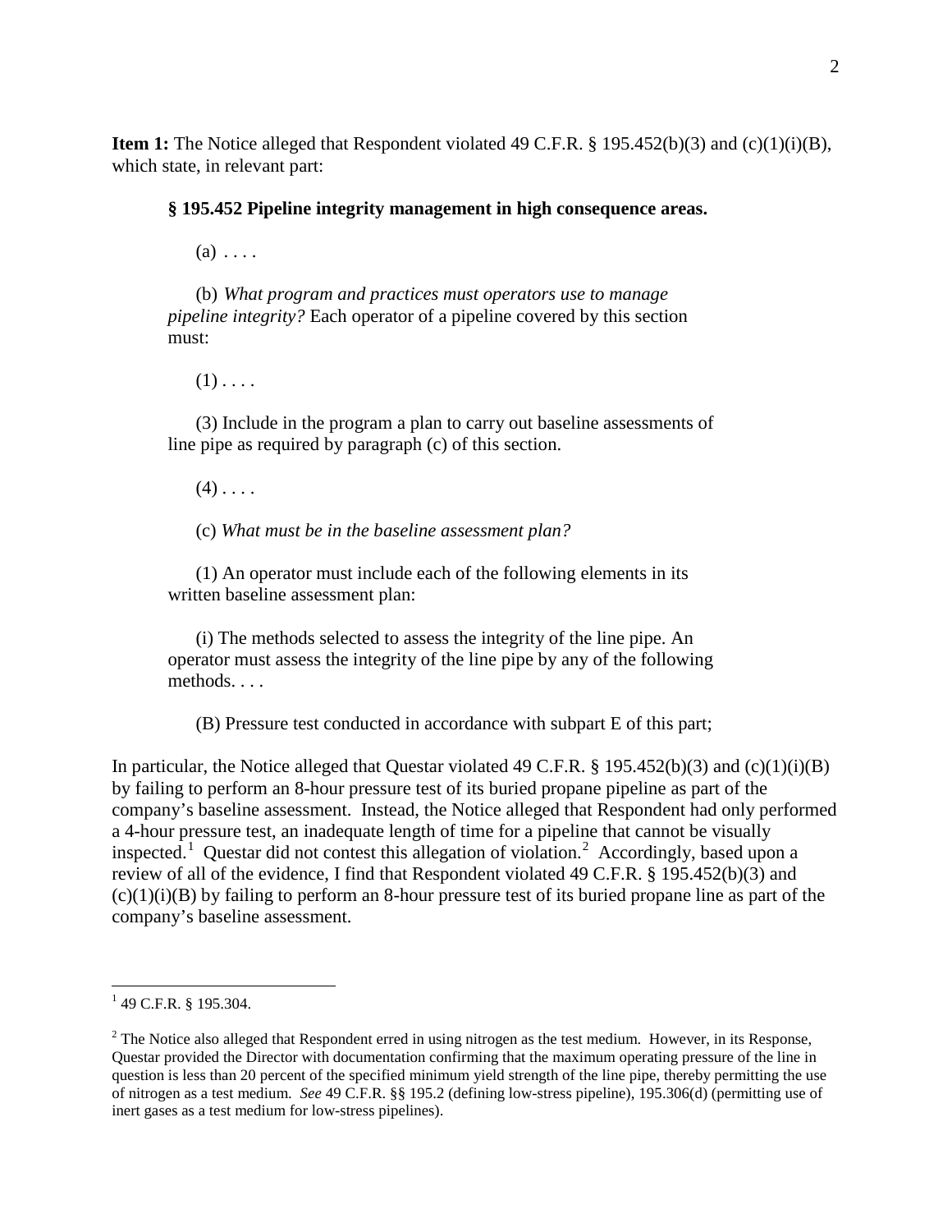**Item 1:** The Notice alleged that Respondent violated 49 C.F.R. § 195.452(b)(3) and (c)(1)(i)(B), which state, in relevant part:

> **§ 195.452 Pipeline integrity management in high consequence areas.**
>
> (a) . . . .
>
> (b) *What program and practices must operators use to manage pipeline integrity?* Each operator of a pipeline covered by this section must:
>
> (1) . . . .
>
> (3) Include in the program a plan to carry out baseline assessments of line pipe as required by paragraph (c) of this section.
>
> (4) . . . .
>
> (c) *What must be in the baseline assessment plan?*
>
> (1) An operator must include each of the following elements in its written baseline assessment plan:
>
> (i) The methods selected to assess the integrity of the line pipe. An operator must assess the integrity of the line pipe by any of the following methods. . . .
>
> (B) Pressure test conducted in accordance with subpart E of this part;

In particular, the Notice alleged that Questar violated 49 C.F.R. § 195.452(b)(3) and (c)(1)(i)(B) by failing to perform an 8-hour pressure test of its buried propane pipeline as part of the company's baseline assessment. Instead, the Notice alleged that Respondent had only performed a 4-hour pressure test, an inadequate length of time for a pipeline that cannot be visually inspected.[1] Questar did not contest this allegation of violation.[2] Accordingly, based upon a review of all of the evidence, I find that Respondent violated 49 C.F.R. § 195.452(b)(3) and (c)(1)(i)(B) by failing to perform an 8-hour pressure test of its buried propane line as part of the company's baseline assessment.

---

[1] 49 C.F.R. § 195.304.

[2] The Notice also alleged that Respondent erred in using nitrogen as the test medium. However, in its Response, Questar provided the Director with documentation confirming that the maximum operating pressure of the line in question is less than 20 percent of the specified minimum yield strength of the line pipe, thereby permitting the use of nitrogen as a test medium. *See* 49 C.F.R. §§ 195.2 (defining low-stress pipeline), 195.306(d) (permitting use of inert gases as a test medium for low-stress pipelines).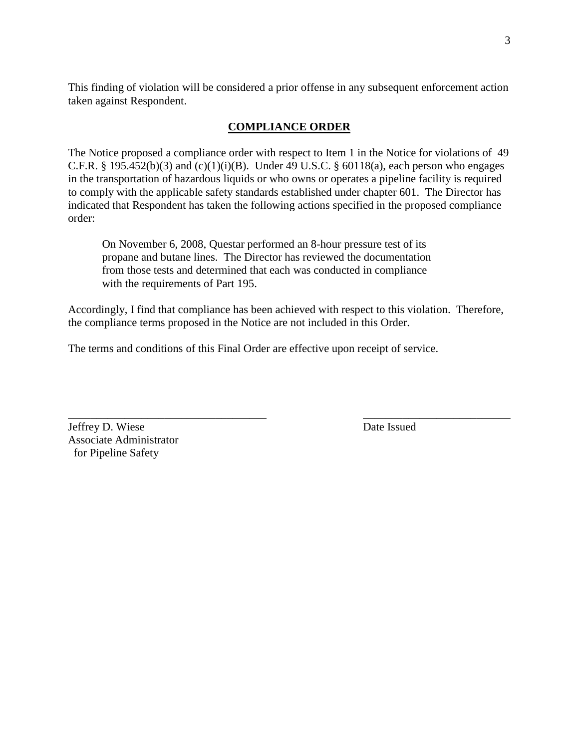This finding of violation will be considered a prior offense in any subsequent enforcement action taken against Respondent.

## **COMPLIANCE ORDER**

The Notice proposed a compliance order with respect to Item 1 in the Notice for violations of 49 C.F.R. § 195.452(b)(3) and (c)(1)(i)(B). Under 49 U.S.C. § 60118(a), each person who engages in the transportation of hazardous liquids or who owns or operates a pipeline facility is required to comply with the applicable safety standards established under chapter 601. The Director has indicated that Respondent has taken the following actions specified in the proposed compliance order:

> On November 6, 2008, Questar performed an 8-hour pressure test of its propane and butane lines. The Director has reviewed the documentation from those tests and determined that each was conducted in compliance with the requirements of Part 195.

Accordingly, I find that compliance has been achieved with respect to this violation. Therefore, the compliance terms proposed in the Notice are not included in this Order.

The terms and conditions of this Final Order are effective upon receipt of service.

\_\_\_\_\_\_\_\_\_\_\_\_\_\_\_\_\_\_\_\_\_\_\_\_\_\_\_\_\_\_\_\_\_\_\_\_
Jeffrey D. Wiese
Associate Administrator
for Pipeline Safety

\_\_\_\_\_\_\_\_\_\_\_\_\_\_\_\_\_\_\_\_\_\_\_\_\_\_\_
Date Issued